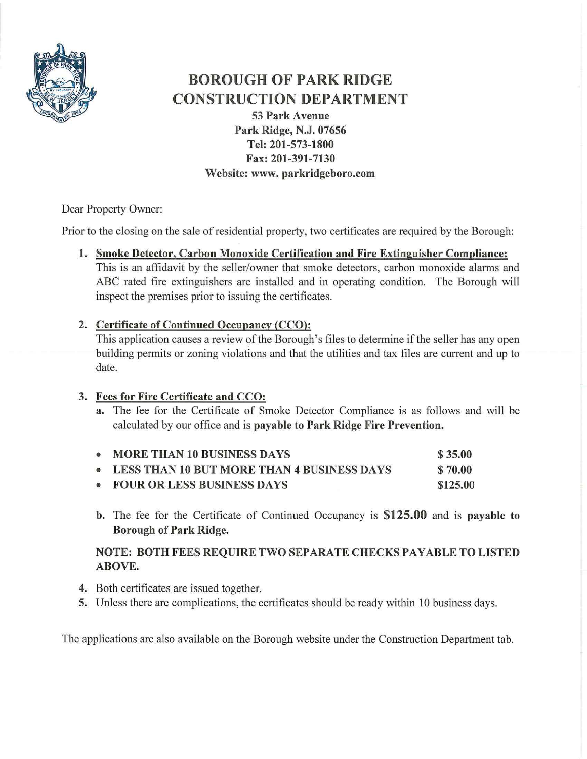# BOROUGH OF PARK RIDGE
# CONSTRUCTION DEPARTMENT

**53 Park Avenue**
**Park Ridge, N.J. 07656**
**Tel: 201-573-1800**
**Fax: 201-391-7130**
**Website: www. parkridgeboro.com**

Dear Property Owner:

Prior to the closing on the sale of residential property, two certificates are required by the Borough:

1. **Smoke Detector, Carbon Monoxide Certification and Fire Extinguisher Compliance:**
   This is an affidavit by the seller/owner that smoke detectors, carbon monoxide alarms and ABC rated fire extinguishers are installed and in operating condition. The Borough will inspect the premises prior to issuing the certificates.

2. **Certificate of Continued Occupancy (CCO):**
   This application causes a review of the Borough's files to determine if the seller has any open building permits or zoning violations and that the utilities and tax files are current and up to date.

3. **Fees for Fire Certificate and CCO:**
   **a.** The fee for the Certificate of Smoke Detector Compliance is as follows and will be calculated by our office and is **payable to Park Ridge Fire Prevention.**

   - **MORE THAN 10 BUSINESS DAYS** **$ 35.00**
   - **LESS THAN 10 BUT MORE THAN 4 BUSINESS DAYS** **$ 70.00**
   - **FOUR OR LESS BUSINESS DAYS** **$125.00**

   **b.** The fee for the Certificate of Continued Occupancy is **$125.00** and is **payable to Borough of Park Ridge.**

   **NOTE: BOTH FEES REQUIRE TWO SEPARATE CHECKS PAYABLE TO LISTED ABOVE.**

4. Both certificates are issued together.
5. Unless there are complications, the certificates should be ready within 10 business days.

The applications are also available on the Borough website under the Construction Department tab.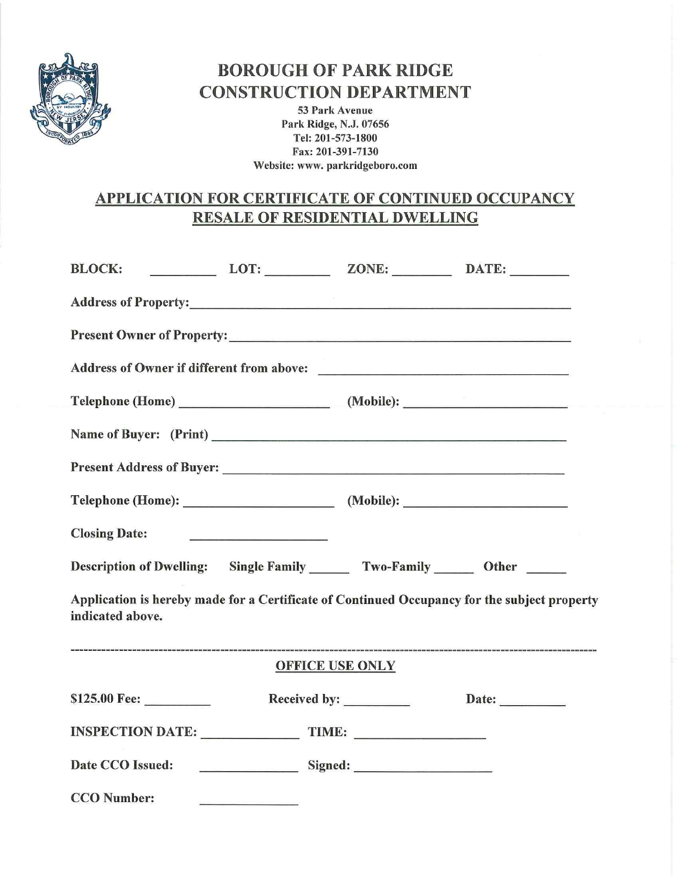# BOROUGH OF PARK RIDGE
# CONSTRUCTION DEPARTMENT

53 Park Avenue
Park Ridge, N.J. 07656
Tel: 201-573-1800
Fax: 201-391-7130
Website: www. parkridgeboro.com

## APPLICATION FOR CERTIFICATE OF CONTINUED OCCUPANCY RESALE OF RESIDENTIAL DWELLING

**BLOCK:** _________ **LOT:** _________ **ZONE:** ________ **DATE:** ________

**Address of Property:** ____________________________________________

**Present Owner of Property:** ____________________________________________

**Address of Owner if different from above:** ____________________________________

**Telephone (Home)** ______________________ **(Mobile):** ______________________

**Name of Buyer: (Print)** ____________________________________________

**Present Address of Buyer:** ____________________________________________

**Telephone (Home):** ______________________ **(Mobile):** ______________________

**Closing Date:** ____________________

**Description of Dwelling:** **Single Family** ______ **Two-Family** ______ **Other** ______

**Application is hereby made for a Certificate of Continued Occupancy for the subject property indicated above.**

---

**OFFICE USE ONLY**

**$125.00 Fee:** _________ **Received by:** _________ **Date:** _________

**INSPECTION DATE:** _____________ **TIME:** _________________

**Date CCO Issued:** _____________ **Signed:** ___________________

**CCO Number:** _____________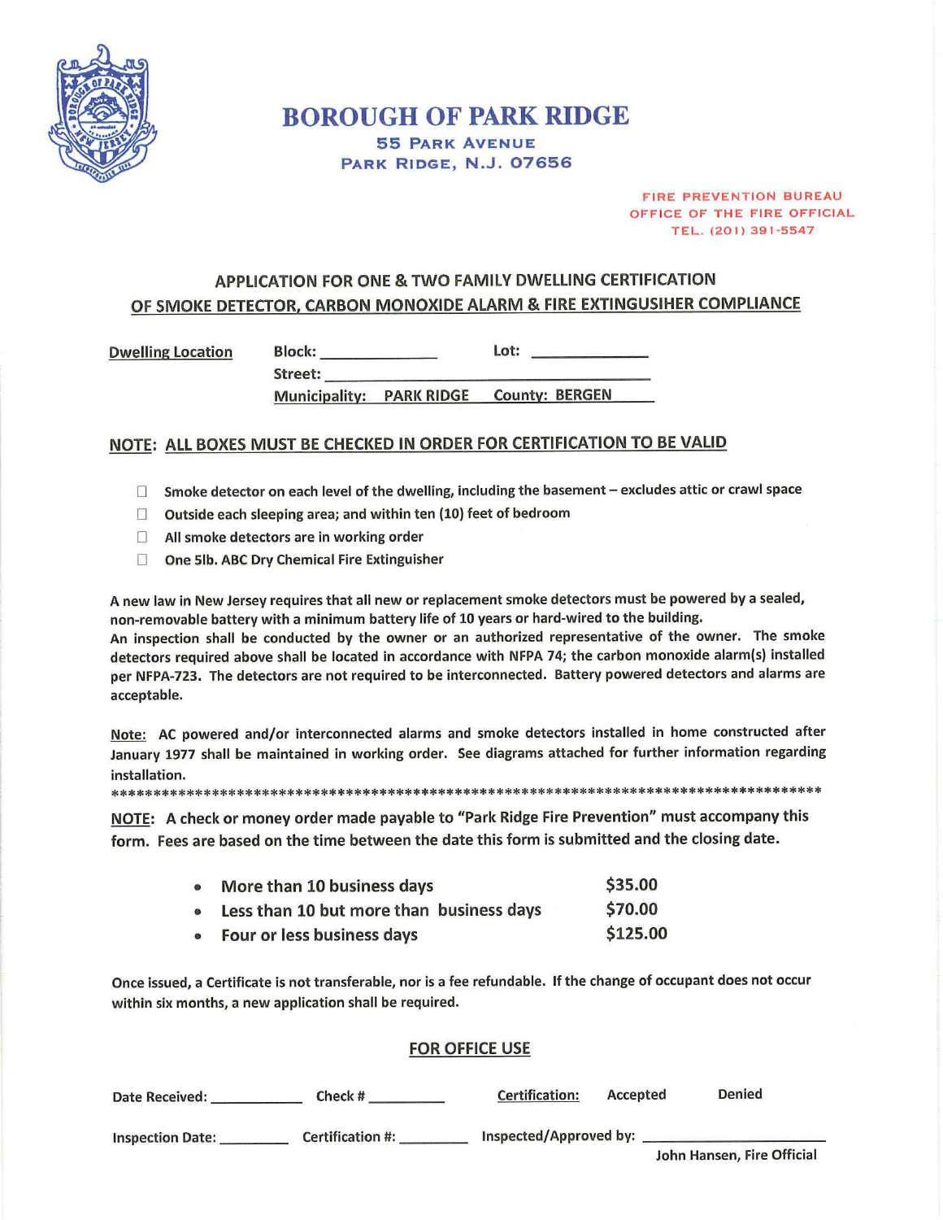# BOROUGH OF PARK RIDGE

**55 PARK AVENUE**
**PARK RIDGE, N.J. 07656**

FIRE PREVENTION BUREAU
OFFICE OF THE FIRE OFFICIAL
TEL. (201) 391-5547

## APPLICATION FOR ONE & TWO FAMILY DWELLING CERTIFICATION OF SMOKE DETECTOR, CARBON MONOXIDE ALARM & FIRE EXTINGUSIHER COMPLIANCE

**Dwelling Location** **Block:** ______________ **Lot:** ______________

**Street:** ________________________________________

**Municipality: PARK RIDGE County: BERGEN**

**NOTE: ALL BOXES MUST BE CHECKED IN ORDER FOR CERTIFICATION TO BE VALID**

- ☐ **Smoke detector on each level of the dwelling, including the basement – excludes attic or crawl space**
- ☐ **Outside each sleeping area; and within ten (10) feet of bedroom**
- ☐ **All smoke detectors are in working order**
- ☐ **One 5lb. ABC Dry Chemical Fire Extinguisher**

**A new law in New Jersey requires that all new or replacement smoke detectors must be powered by a sealed, non-removable battery with a minimum battery life of 10 years or hard-wired to the building.**
**An inspection shall be conducted by the owner or an authorized representative of the owner. The smoke detectors required above shall be located in accordance with NFPA 74; the carbon monoxide alarm(s) installed per NFPA-723. The detectors are not required to be interconnected. Battery powered detectors and alarms are acceptable.**

**Note: AC powered and/or interconnected alarms and smoke detectors installed in home constructed after January 1977 shall be maintained in working order. See diagrams attached for further information regarding installation.**

*****************************************************************************************

**NOTE: A check or money order made payable to "Park Ridge Fire Prevention" must accompany this form. Fees are based on the time between the date this form is submitted and the closing date.**

| | |
|---|---|
| • More than 10 business days | $35.00 |
| • Less than 10 but more than business days | $70.00 |
| • Four or less business days | $125.00 |

**Once issued, a Certificate is not transferable, nor is a fee refundable. If the change of occupant does not occur within six months, a new application shall be required.**

## FOR OFFICE USE

**Date Received:** ____________ **Check #** __________ **Certification:** **Accepted** **Denied**

**Inspection Date:** _________ **Certification #:** _________ **Inspected/Approved by:** ______________________

**John Hansen, Fire Official**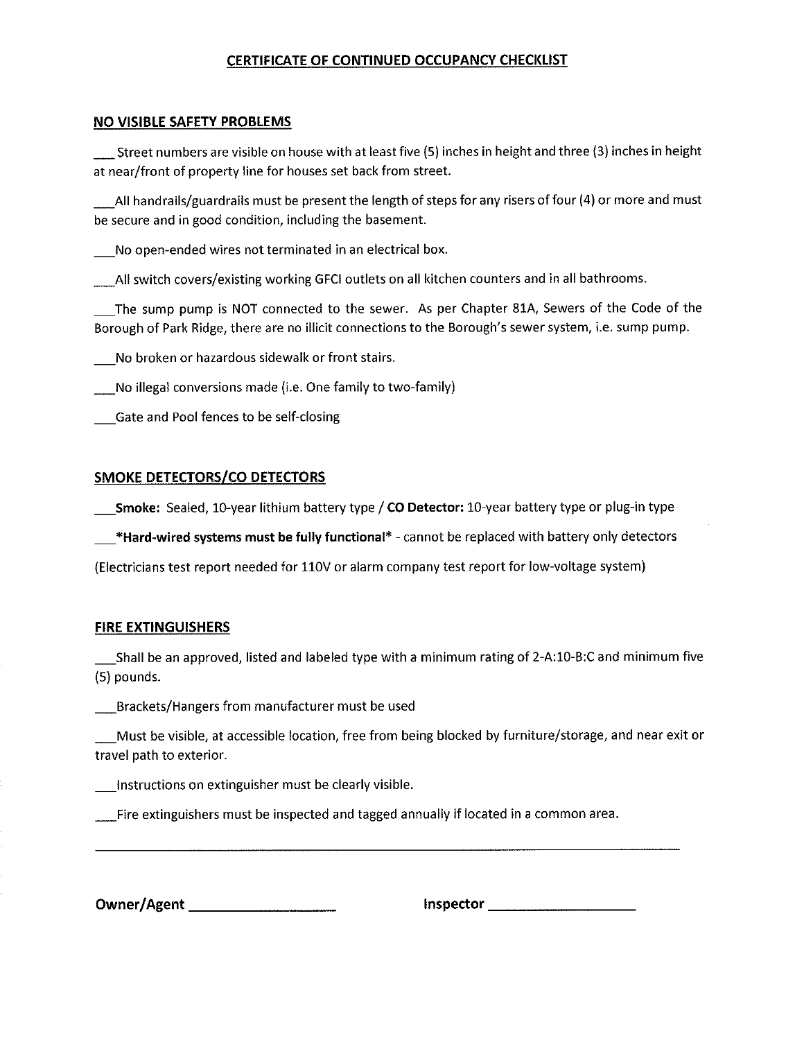# CERTIFICATE OF CONTINUED OCCUPANCY CHECKLIST

## NO VISIBLE SAFETY PROBLEMS

___ Street numbers are visible on house with at least five (5) inches in height and three (3) inches in height at near/front of property line for houses set back from street.

___ All handrails/guardrails must be present the length of steps for any risers of four (4) or more and must be secure and in good condition, including the basement.

___ No open-ended wires not terminated in an electrical box.

___ All switch covers/existing working GFCI outlets on all kitchen counters and in all bathrooms.

___ The sump pump is NOT connected to the sewer. As per Chapter 81A, Sewers of the Code of the Borough of Park Ridge, there are no illicit connections to the Borough's sewer system, i.e. sump pump.

___ No broken or hazardous sidewalk or front stairs.

___ No illegal conversions made (i.e. One family to two-family)

___ Gate and Pool fences to be self-closing

## SMOKE DETECTORS/CO DETECTORS

___ **Smoke:** Sealed, 10-year lithium battery type / **CO Detector:** 10-year battery type or plug-in type

___ ***Hard-wired systems must be fully functional*** - cannot be replaced with battery only detectors

(Electricians test report needed for 110V or alarm company test report for low-voltage system)

## FIRE EXTINGUISHERS

___ Shall be an approved, listed and labeled type with a minimum rating of 2-A:10-B:C and minimum five (5) pounds.

___ Brackets/Hangers from manufacturer must be used

___ Must be visible, at accessible location, free from being blocked by furniture/storage, and near exit or travel path to exterior.

___ Instructions on extinguisher must be clearly visible.

___ Fire extinguishers must be inspected and tagged annually if located in a common area.

---

**Owner/Agent** ____________________ **Inspector** ____________________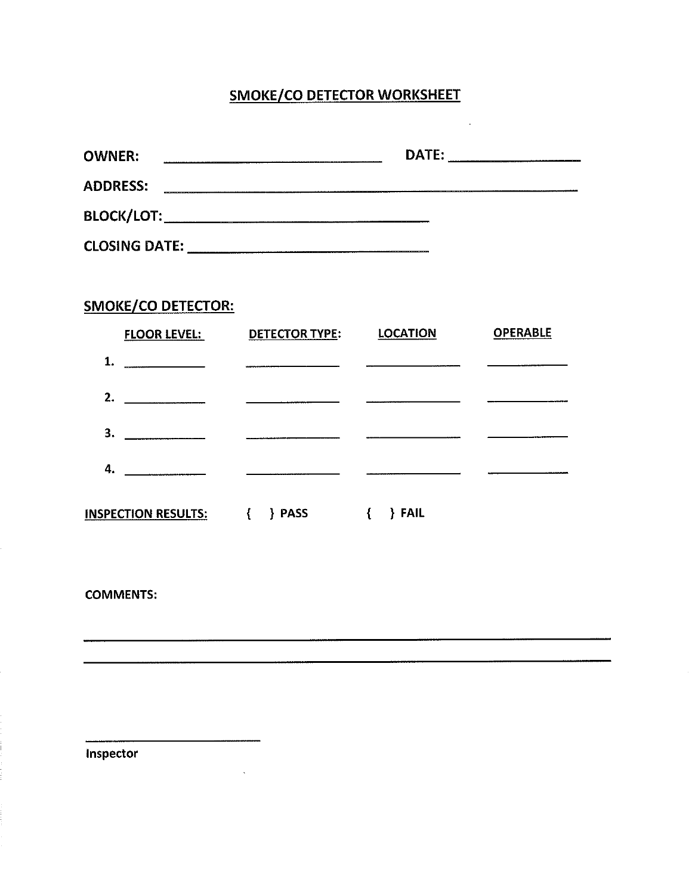# SMOKE/CO DETECTOR WORKSHEET

**OWNER:** ______________________________ **DATE:** ________________

**ADDRESS:** ______________________________________________________

**BLOCK/LOT:** ____________________________________

**CLOSING DATE:** _________________________________

## SMOKE/CO DETECTOR:

| | FLOOR LEVEL: | DETECTOR TYPE: | LOCATION | OPERABLE |
|---|---|---|---|---|
| 1. | | | | |
| 2. | | | | |
| 3. | | | | |
| 4. | | | | |

**INSPECTION RESULTS:** { } PASS { } FAIL

**COMMENTS:**

______________________________________________________________________

______________________________________________________________________

_________________________

Inspector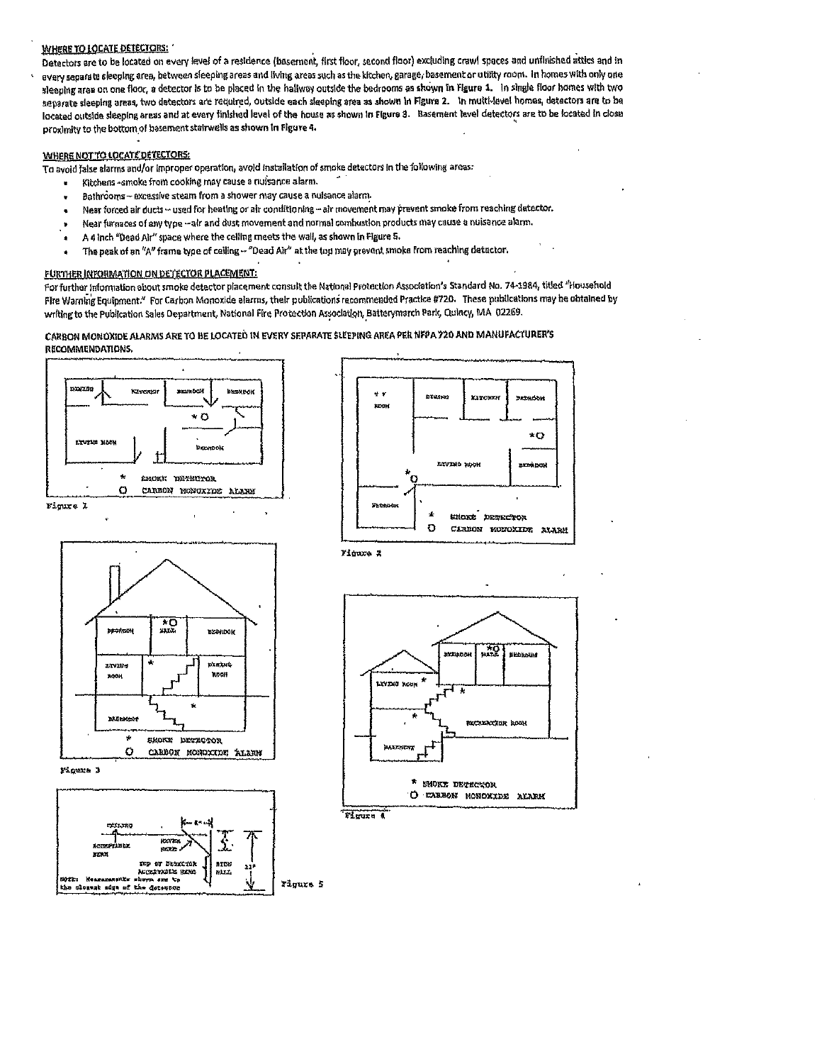**WHERE TO LOCATE DETECTORS:**

Detectors are to be located on every level of a residence (basement, first floor, second floor) excluding crawl spaces and unfinished attics and in every separate sleeping area, between sleeping areas and living areas such as the kitchen, garage, basement or utility room. In homes with only one sleeping area on one floor, a detector is to be placed in the hallway outside the bedrooms as shown in Figure 1. In single floor homes with two separate sleeping areas, two detectors are required, outside each sleeping area as shown in Figure 2. In multi-level homes, detectors are to be located outside sleeping areas and at every finished level of the house as shown in Figure 3. Basement level detectors are to be located in close proximity to the bottom of basement stairwells as shown in Figure 4.

**WHERE NOT TO LOCATE DETECTORS:**

To avoid false alarms and/or improper operation, avoid installation of smoke detectors in the following areas:

- Kitchens -smoke from cooking may cause a nuisance alarm.
- Bathrooms – excessive steam from a shower may cause a nuisance alarm.
- Near forced air ducts – used for heating or air conditioning – air movement may prevent smoke from reaching detector.
- Near furnaces of any type – air and dust movement and normal combustion products may cause a nuisance alarm.
- A 4 inch "Dead Air" space where the ceiling meets the wall, as shown in Figure 5.
- The peak of an "A" frame type of ceiling – "Dead Air" at the top may prevent smoke from reaching detector.

**FURTHER INFORMATION ON DETECTOR PLACEMENT:**

For further information about smoke detector placement consult the National Protection Association's Standard No. 74-1984, titled "Household Fire Warning Equipment." For Carbon Monoxide alarms, their publications recommended Practice #720. These publications may be obtained by writing to the Publication Sales Department, National Fire Protection Association, Batterymarch Park, Quincy, MA 02269.

CARBON MONOXIDE ALARMS ARE TO BE LOCATED IN EVERY SEPARATE SLEEPING AREA PER NFPA 720 AND MANUFACTURER'S RECOMMENDATIONS.

DINING
KITCHEN
BEDROOM
BEDROOM
LIVING ROOM
BEDROOM
* SMOKE DETECTOR
O CARBON MONOXIDE ALARM

Figure 1

T.V. ROOM
DINING
KITCHEN
BEDROOM
LIVING ROOM
BEDROOM
BEDROOM
* SMOKE DETECTOR
O CARBON MONOXIDE ALARM

Figure 2

BEDROOM
HALL
BEDROOM
LIVING ROOM
DINING ROOM
BASEMENT
* SMOKE DETECTOR
O CARBON MONOXIDE ALARM

Figure 3

BEDROOM
HALL
BEDROOM
LIVING ROOM
RECREATION ROOM
BASEMENT
* SMOKE DETECTOR
O CARBON MONOXIDE ALARM

Figure 4

CEILING
4"
ACCEPTABLE HERE
NEVER HERE
4"
TOP OF DETECTOR ACCEPTABLE HERE
SIDE WALL
12"
NOTE: Measurements shown are to the closest edge of the detector

Figure 5